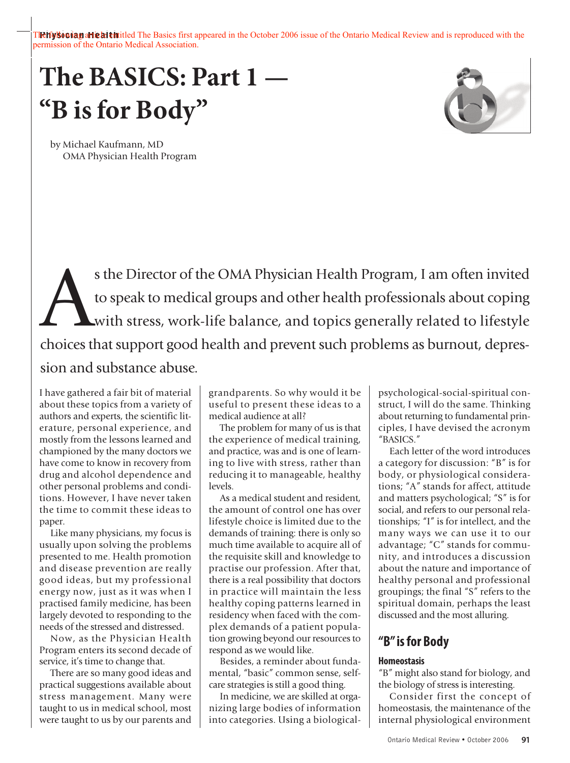The following article entitled The Basics first appeared in the October 2006 issue of the Ontario Medical Review and is reproduced with the permission of the Ontario Medical Association.

# The BASICS: Part 1 — "B is for Body"

by Michael Kaufmann, MD
OMA Physician Health Program

As the Director of the OMA Physician Health Program, I am often invited to speak to medical groups and other health professionals about coping with stress, work-life balance, and topics generally related to lifestyle choices that support good health and prevent such problems as burnout, depression and substance abuse.

I have gathered a fair bit of material about these topics from a variety of authors and experts, the scientific literature, personal experience, and mostly from the lessons learned and championed by the many doctors we have come to know in recovery from drug and alcohol dependence and other personal problems and conditions. However, I have never taken the time to commit these ideas to paper.

Like many physicians, my focus is usually upon solving the problems presented to me. Health promotion and disease prevention are really good ideas, but my professional energy now, just as it was when I practised family medicine, has been largely devoted to responding to the needs of the stressed and distressed.

Now, as the Physician Health Program enters its second decade of service, it's time to change that.

There are so many good ideas and practical suggestions available about stress management. Many were taught to us in medical school, most were taught to us by our parents and grandparents. So why would it be useful to present these ideas to a medical audience at all?

The problem for many of us is that the experience of medical training, and practice, was and is one of learning to live with stress, rather than reducing it to manageable, healthy levels.

As a medical student and resident, the amount of control one has over lifestyle choice is limited due to the demands of training: there is only so much time available to acquire all of the requisite skill and knowledge to practise our profession. After that, there is a real possibility that doctors in practice will maintain the less healthy coping patterns learned in residency when faced with the complex demands of a patient population growing beyond our resources to respond as we would like.

Besides, a reminder about fundamental, "basic" common sense, self-care strategies is still a good thing.

In medicine, we are skilled at organizing large bodies of information into categories. Using a biological-psychological-social-spiritual construct, I will do the same. Thinking about returning to fundamental principles, I have devised the acronym "BASICS."

Each letter of the word introduces a category for discussion: "B" is for body, or physiological considerations; "A" stands for affect, attitude and matters psychological; "S" is for social, and refers to our personal relationships; "I" is for intellect, and the many ways we can use it to our advantage; "C" stands for community, and introduces a discussion about the nature and importance of healthy personal and professional groupings; the final "S" refers to the spiritual domain, perhaps the least discussed and the most alluring.

## "B" is for Body

### Homeostasis

"B" might also stand for biology, and the biology of stress is interesting.

Consider first the concept of homeostasis, the maintenance of the internal physiological environment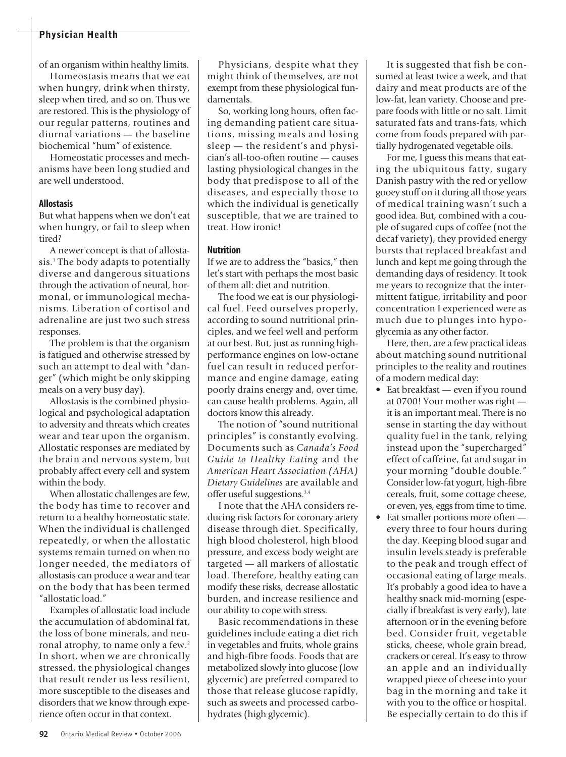of an organism within healthy limits.

Homeostasis means that we eat when hungry, drink when thirsty, sleep when tired, and so on. Thus we are restored. This is the physiology of our regular patterns, routines and diurnal variations — the baseline biochemical "hum" of existence.

Homeostatic processes and mechanisms have been long studied and are well understood.

### Allostasis

But what happens when we don't eat when hungry, or fail to sleep when tired?

A newer concept is that of allostasis.[1] The body adapts to potentially diverse and dangerous situations through the activation of neural, hormonal, or immunological mechanisms. Liberation of cortisol and adrenaline are just two such stress responses.

The problem is that the organism is fatigued and otherwise stressed by such an attempt to deal with "danger" (which might be only skipping meals on a very busy day).

Allostasis is the combined physiological and psychological adaptation to adversity and threats which creates wear and tear upon the organism. Allostatic responses are mediated by the brain and nervous system, but probably affect every cell and system within the body.

When allostatic challenges are few, the body has time to recover and return to a healthy homeostatic state. When the individual is challenged repeatedly, or when the allostatic systems remain turned on when no longer needed, the mediators of allostasis can produce a wear and tear on the body that has been termed "allostatic load."

Examples of allostatic load include the accumulation of abdominal fat, the loss of bone minerals, and neuronal atrophy, to name only a few.[2] In short, when we are chronically stressed, the physiological changes that result render us less resilient, more susceptible to the diseases and disorders that we know through experience often occur in that context.

Physicians, despite what they might think of themselves, are not exempt from these physiological fundamentals.

So, working long hours, often facing demanding patient care situations, missing meals and losing sleep — the resident's and physician's all-too-often routine — causes lasting physiological changes in the body that predispose to all of the diseases, and especially those to which the individual is genetically susceptible, that we are trained to treat. How ironic!

### Nutrition

If we are to address the "basics," then let's start with perhaps the most basic of them all: diet and nutrition.

The food we eat is our physiological fuel. Feed ourselves properly, according to sound nutritional principles, and we feel well and perform at our best. But, just as running high-performance engines on low-octane fuel can result in reduced performance and engine damage, eating poorly drains energy and, over time, can cause health problems. Again, all doctors know this already.

The notion of "sound nutritional principles" is constantly evolving. Documents such as *Canada's Food Guide to Healthy Eating* and the *American Heart Association (AHA) Dietary Guidelines* are available and offer useful suggestions.[3,4]

I note that the AHA considers reducing risk factors for coronary artery disease through diet. Specifically, high blood cholesterol, high blood pressure, and excess body weight are targeted — all markers of allostatic load. Therefore, healthy eating can modify these risks, decrease allostatic burden, and increase resilience and our ability to cope with stress.

Basic recommendations in these guidelines include eating a diet rich in vegetables and fruits, whole grains and high-fibre foods. Foods that are metabolized slowly into glucose (low glycemic) are preferred compared to those that release glucose rapidly, such as sweets and processed carbohydrates (high glycemic).

It is suggested that fish be consumed at least twice a week, and that dairy and meat products are of the low-fat, lean variety. Choose and prepare foods with little or no salt. Limit saturated fats and trans-fats, which come from foods prepared with partially hydrogenated vegetable oils.

For me, I guess this means that eating the ubiquitous fatty, sugary Danish pastry with the red or yellow gooey stuff on it during all those years of medical training wasn't such a good idea. But, combined with a couple of sugared cups of coffee (not the decaf variety), they provided energy bursts that replaced breakfast and lunch and kept me going through the demanding days of residency. It took me years to recognize that the intermittent fatigue, irritability and poor concentration I experienced were as much due to plunges into hypoglycemia as any other factor.

Here, then, are a few practical ideas about matching sound nutritional principles to the reality and routines of a modern medical day:

- Eat breakfast — even if you round at 0700! Your mother was right — it is an important meal. There is no sense in starting the day without quality fuel in the tank, relying instead upon the "supercharged" effect of caffeine, fat and sugar in your morning "double double." Consider low-fat yogurt, high-fibre cereals, fruit, some cottage cheese, or even, yes, eggs from time to time.
- Eat smaller portions more often — every three to four hours during the day. Keeping blood sugar and insulin levels steady is preferable to the peak and trough effect of occasional eating of large meals. It's probably a good idea to have a healthy snack mid-morning (especially if breakfast is very early), late afternoon or in the evening before bed. Consider fruit, vegetable sticks, cheese, whole grain bread, crackers or cereal. It's easy to throw an apple and an individually wrapped piece of cheese into your bag in the morning and take it with you to the office or hospital. Be especially certain to do this if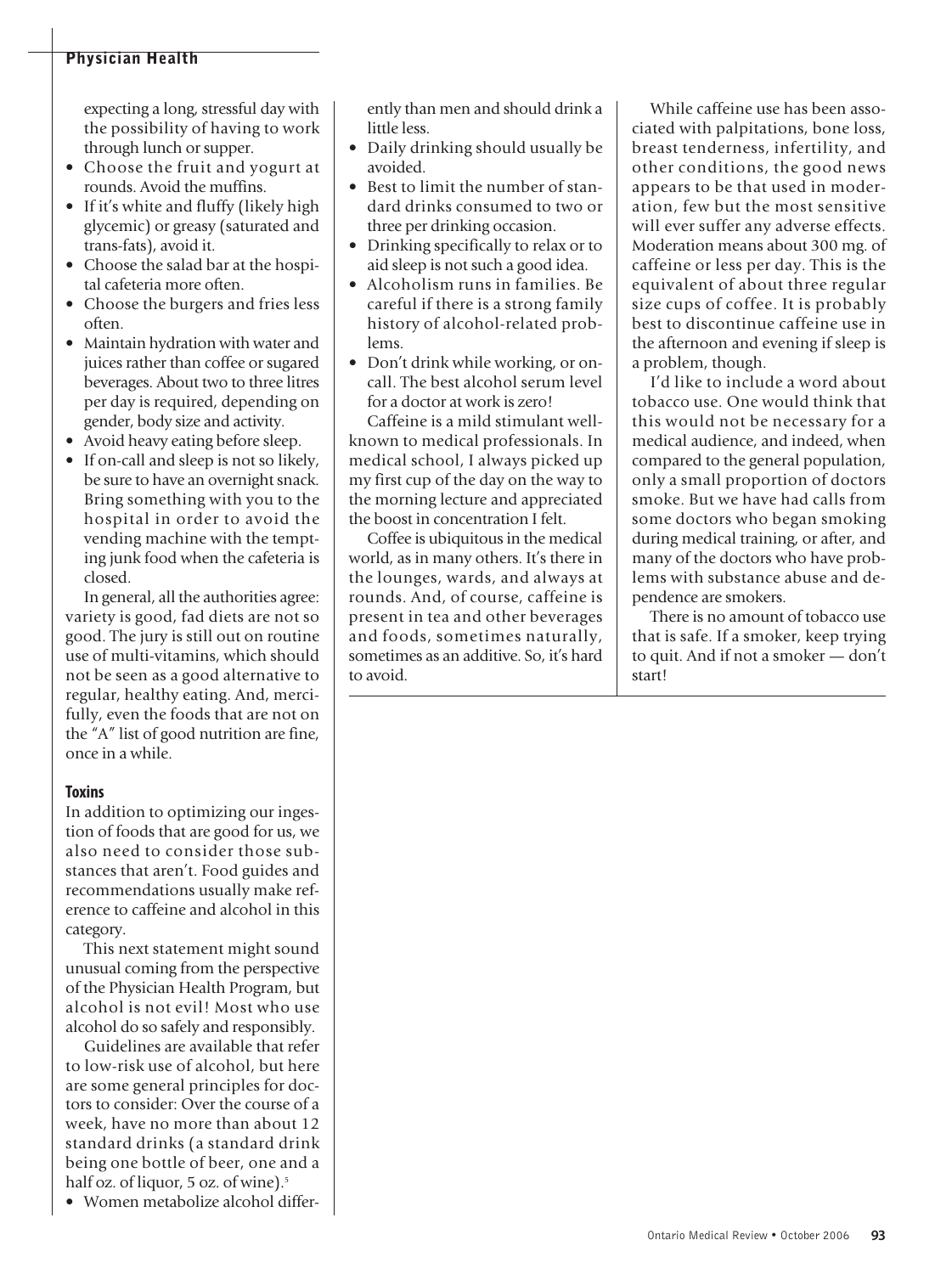expecting a long, stressful day with the possibility of having to work through lunch or supper.

- Choose the fruit and yogurt at rounds. Avoid the muffins.
- If it's white and fluffy (likely high glycemic) or greasy (saturated and trans-fats), avoid it.
- Choose the salad bar at the hospital cafeteria more often.
- Choose the burgers and fries less often.
- Maintain hydration with water and juices rather than coffee or sugared beverages. About two to three litres per day is required, depending on gender, body size and activity.
- Avoid heavy eating before sleep.
- If on-call and sleep is not so likely, be sure to have an overnight snack. Bring something with you to the hospital in order to avoid the vending machine with the tempting junk food when the cafeteria is closed.

In general, all the authorities agree: variety is good, fad diets are not so good. The jury is still out on routine use of multi-vitamins, which should not be seen as a good alternative to regular, healthy eating. And, mercifully, even the foods that are not on the "A" list of good nutrition are fine, once in a while.

### Toxins

In addition to optimizing our ingestion of foods that are good for us, we also need to consider those substances that aren't. Food guides and recommendations usually make reference to caffeine and alcohol in this category.

This next statement might sound unusual coming from the perspective of the Physician Health Program, but alcohol is not evil! Most who use alcohol do so safely and responsibly.

Guidelines are available that refer to low-risk use of alcohol, but here are some general principles for doctors to consider: Over the course of a week, have no more than about 12 standard drinks (a standard drink being one bottle of beer, one and a half oz. of liquor, 5 oz. of wine).[5]

- Women metabolize alcohol differently than men and should drink a little less.
- Daily drinking should usually be avoided.
- Best to limit the number of standard drinks consumed to two or three per drinking occasion.
- Drinking specifically to relax or to aid sleep is not such a good idea.
- Alcoholism runs in families. Be careful if there is a strong family history of alcohol-related problems.
- Don't drink while working, or on-call. The best alcohol serum level for a doctor at work is zero!

Caffeine is a mild stimulant well-known to medical professionals. In medical school, I always picked up my first cup of the day on the way to the morning lecture and appreciated the boost in concentration I felt.

Coffee is ubiquitous in the medical world, as in many others. It's there in the lounges, wards, and always at rounds. And, of course, caffeine is present in tea and other beverages and foods, sometimes naturally, sometimes as an additive. So, it's hard to avoid.

While caffeine use has been associated with palpitations, bone loss, breast tenderness, infertility, and other conditions, the good news appears to be that used in moderation, few but the most sensitive will ever suffer any adverse effects. Moderation means about 300 mg. of caffeine or less per day. This is the equivalent of about three regular size cups of coffee. It is probably best to discontinue caffeine use in the afternoon and evening if sleep is a problem, though.

I'd like to include a word about tobacco use. One would think that this would not be necessary for a medical audience, and indeed, when compared to the general population, only a small proportion of doctors smoke. But we have had calls from some doctors who began smoking during medical training, or after, and many of the doctors who have problems with substance abuse and dependence are smokers.

There is no amount of tobacco use that is safe. If a smoker, keep trying to quit. And if not a smoker — don't start!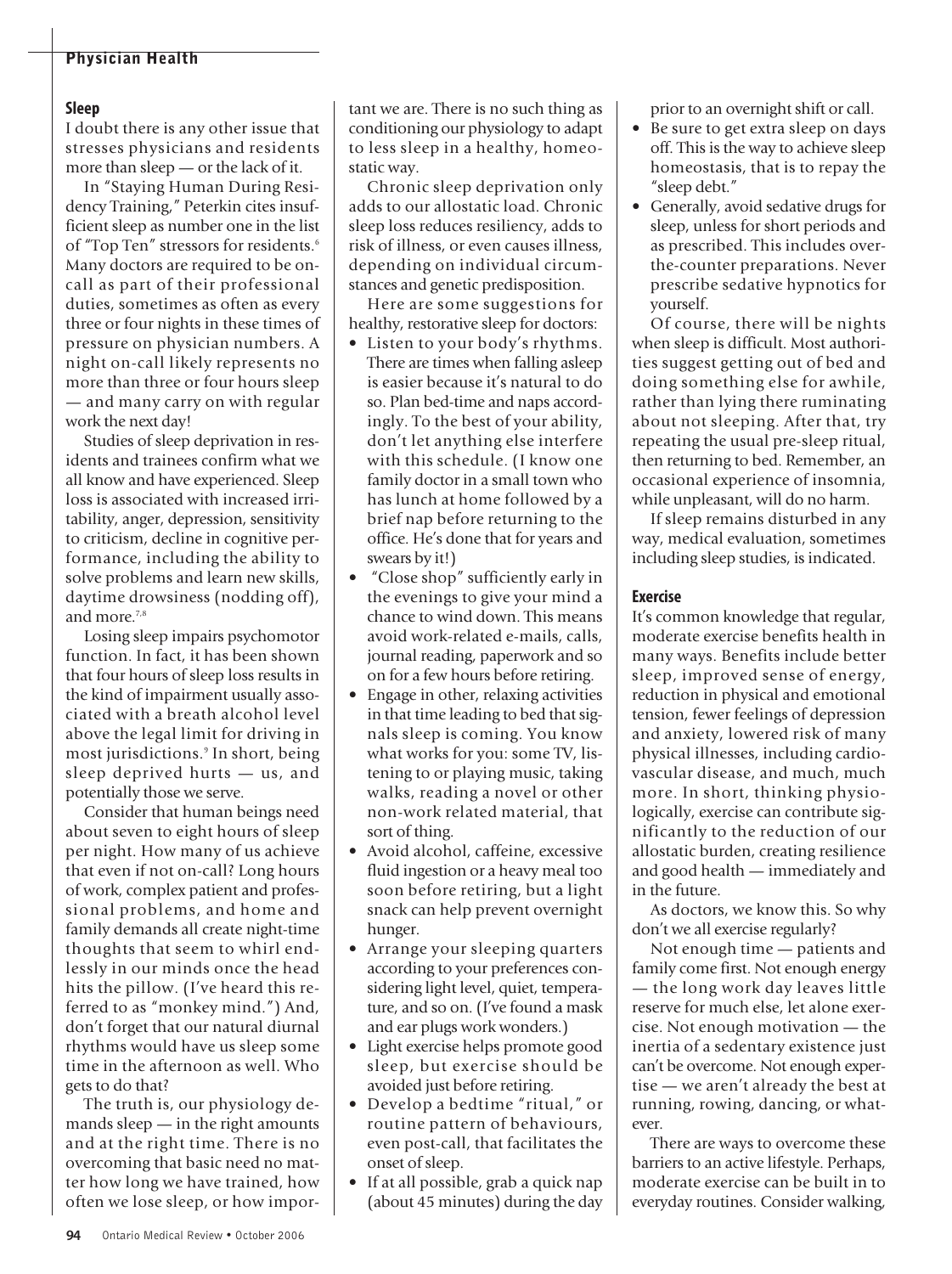## Sleep

I doubt there is any other issue that stresses physicians and residents more than sleep — or the lack of it.

In "Staying Human During Residency Training," Peterkin cites insufficient sleep as number one in the list of "Top Ten" stressors for residents.[6] Many doctors are required to be on-call as part of their professional duties, sometimes as often as every three or four nights in these times of pressure on physician numbers. A night on-call likely represents no more than three or four hours sleep — and many carry on with regular work the next day!

Studies of sleep deprivation in residents and trainees confirm what we all know and have experienced. Sleep loss is associated with increased irritability, anger, depression, sensitivity to criticism, decline in cognitive performance, including the ability to solve problems and learn new skills, daytime drowsiness (nodding off), and more.[7,8]

Losing sleep impairs psychomotor function. In fact, it has been shown that four hours of sleep loss results in the kind of impairment usually associated with a breath alcohol level above the legal limit for driving in most jurisdictions.[9] In short, being sleep deprived hurts — us, and potentially those we serve.

Consider that human beings need about seven to eight hours of sleep per night. How many of us achieve that even if not on-call? Long hours of work, complex patient and professional problems, and home and family demands all create night-time thoughts that seem to whirl endlessly in our minds once the head hits the pillow. (I've heard this referred to as "monkey mind.") And, don't forget that our natural diurnal rhythms would have us sleep some time in the afternoon as well. Who gets to do that?

The truth is, our physiology demands sleep — in the right amounts and at the right time. There is no overcoming that basic need no matter how long we have trained, how often we lose sleep, or how important we are. There is no such thing as conditioning our physiology to adapt to less sleep in a healthy, homeostatic way.

Chronic sleep deprivation only adds to our allostatic load. Chronic sleep loss reduces resiliency, adds to risk of illness, or even causes illness, depending on individual circumstances and genetic predisposition.

Here are some suggestions for healthy, restorative sleep for doctors:

- Listen to your body's rhythms. There are times when falling asleep is easier because it's natural to do so. Plan bed-time and naps accordingly. To the best of your ability, don't let anything else interfere with this schedule. (I know one family doctor in a small town who has lunch at home followed by a brief nap before returning to the office. He's done that for years and swears by it!)
- "Close shop" sufficiently early in the evenings to give your mind a chance to wind down. This means avoid work-related e-mails, calls, journal reading, paperwork and so on for a few hours before retiring.
- Engage in other, relaxing activities in that time leading to bed that signals sleep is coming. You know what works for you: some TV, listening to or playing music, taking walks, reading a novel or other non-work related material, that sort of thing.
- Avoid alcohol, caffeine, excessive fluid ingestion or a heavy meal too soon before retiring, but a light snack can help prevent overnight hunger.
- Arrange your sleeping quarters according to your preferences considering light level, quiet, temperature, and so on. (I've found a mask and ear plugs work wonders.)
- Light exercise helps promote good sleep, but exercise should be avoided just before retiring.
- Develop a bedtime "ritual," or routine pattern of behaviours, even post-call, that facilitates the onset of sleep.
- If at all possible, grab a quick nap (about 45 minutes) during the day prior to an overnight shift or call.
- Be sure to get extra sleep on days off. This is the way to achieve sleep homeostasis, that is to repay the "sleep debt."
- Generally, avoid sedative drugs for sleep, unless for short periods and as prescribed. This includes over-the-counter preparations. Never prescribe sedative hypnotics for yourself.

Of course, there will be nights when sleep is difficult. Most authorities suggest getting out of bed and doing something else for awhile, rather than lying there ruminating about not sleeping. After that, try repeating the usual pre-sleep ritual, then returning to bed. Remember, an occasional experience of insomnia, while unpleasant, will do no harm.

If sleep remains disturbed in any way, medical evaluation, sometimes including sleep studies, is indicated.

## Exercise

It's common knowledge that regular, moderate exercise benefits health in many ways. Benefits include better sleep, improved sense of energy, reduction in physical and emotional tension, fewer feelings of depression and anxiety, lowered risk of many physical illnesses, including cardiovascular disease, and much, much more. In short, thinking physiologically, exercise can contribute significantly to the reduction of our allostatic burden, creating resilience and good health — immediately and in the future.

As doctors, we know this. So why don't we all exercise regularly?

Not enough time — patients and family come first. Not enough energy — the long work day leaves little reserve for much else, let alone exercise. Not enough motivation — the inertia of a sedentary existence just can't be overcome. Not enough expertise — we aren't already the best at running, rowing, dancing, or whatever.

There are ways to overcome these barriers to an active lifestyle. Perhaps, moderate exercise can be built in to everyday routines. Consider walking,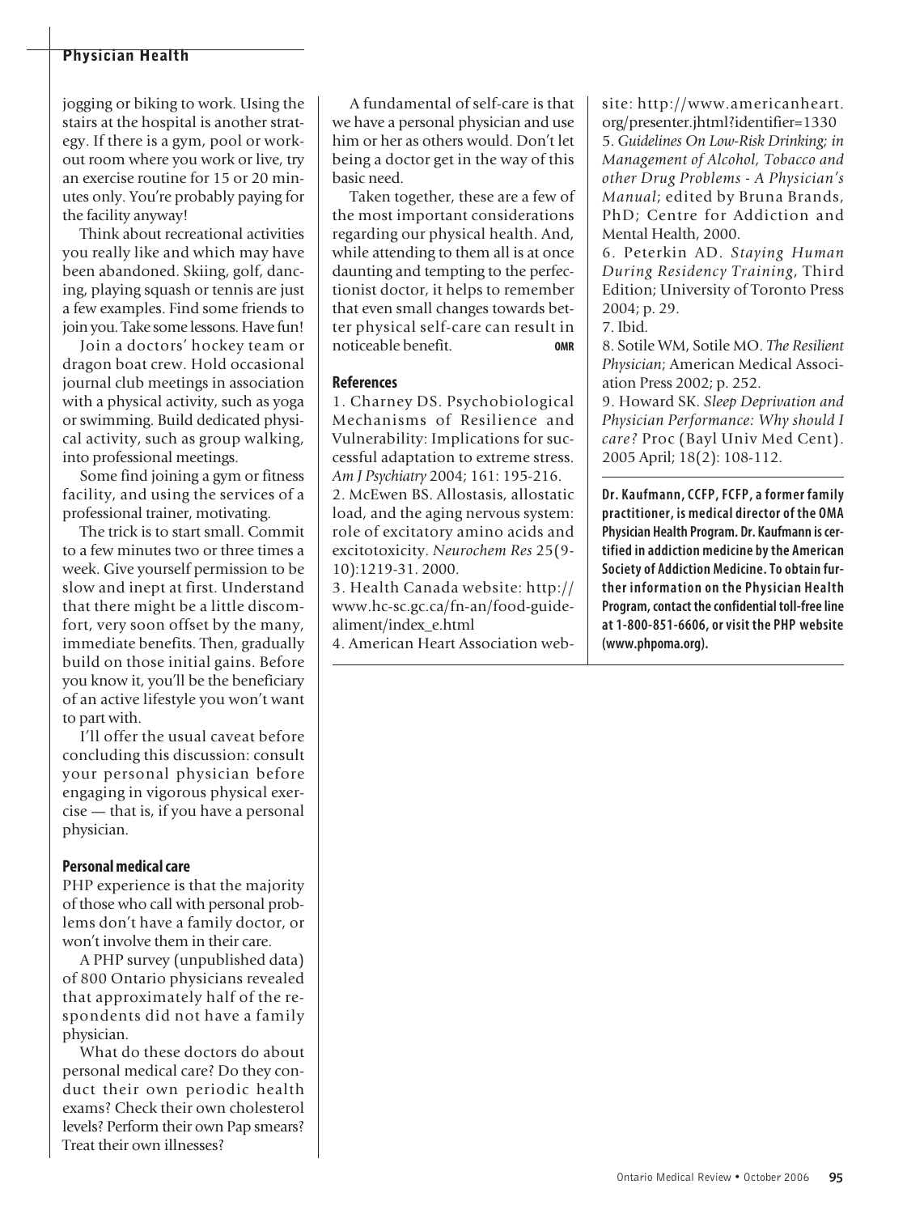jogging or biking to work. Using the stairs at the hospital is another strategy. If there is a gym, pool or workout room where you work or live, try an exercise routine for 15 or 20 minutes only. You're probably paying for the facility anyway!

Think about recreational activities you really like and which may have been abandoned. Skiing, golf, dancing, playing squash or tennis are just a few examples. Find some friends to join you. Take some lessons. Have fun!

Join a doctors' hockey team or dragon boat crew. Hold occasional journal club meetings in association with a physical activity, such as yoga or swimming. Build dedicated physical activity, such as group walking, into professional meetings.

Some find joining a gym or fitness facility, and using the services of a professional trainer, motivating.

The trick is to start small. Commit to a few minutes two or three times a week. Give yourself permission to be slow and inept at first. Understand that there might be a little discomfort, very soon offset by the many, immediate benefits. Then, gradually build on those initial gains. Before you know it, you'll be the beneficiary of an active lifestyle you won't want to part with.

I'll offer the usual caveat before concluding this discussion: consult your personal physician before engaging in vigorous physical exercise — that is, if you have a personal physician.

### Personal medical care

PHP experience is that the majority of those who call with personal problems don't have a family doctor, or won't involve them in their care.

A PHP survey (unpublished data) of 800 Ontario physicians revealed that approximately half of the respondents did not have a family physician.

What do these doctors do about personal medical care? Do they conduct their own periodic health exams? Check their own cholesterol levels? Perform their own Pap smears? Treat their own illnesses?

A fundamental of self-care is that we have a personal physician and use him or her as others would. Don't let being a doctor get in the way of this basic need.

Taken together, these are a few of the most important considerations regarding our physical health. And, while attending to them all is at once daunting and tempting to the perfectionist doctor, it helps to remember that even small changes towards better physical self-care can result in noticeable benefit. **OMR**

### References

1. Charney DS. Psychobiological Mechanisms of Resilience and Vulnerability: Implications for successful adaptation to extreme stress. *Am J Psychiatry* 2004; 161: 195-216.
2. McEwen BS. Allostasis, allostatic load, and the aging nervous system: role of excitatory amino acids and excitotoxicity. *Neurochem Res* 25(9-10):1219-31. 2000.
3. Health Canada website: http://www.hc-sc.gc.ca/fn-an/food-guide-aliment/index_e.html
4. American Heart Association website: http://www.americanheart.org/presenter.jhtml?identifier=1330
5. *Guidelines On Low-Risk Drinking; in Management of Alcohol, Tobacco and other Drug Problems - A Physician's Manual*; edited by Bruna Brands, PhD; Centre for Addiction and Mental Health, 2000.
6. Peterkin AD. *Staying Human During Residency Training*, Third Edition; University of Toronto Press 2004; p. 29.
7. Ibid.
8. Sotile WM, Sotile MO. *The Resilient Physician*; American Medical Association Press 2002; p. 252.
9. Howard SK. *Sleep Deprivation and Physician Performance: Why should I care?* Proc (Bayl Univ Med Cent). 2005 April; 18(2): 108-112.

---

**Dr. Kaufmann, CCFP, FCFP, a former family practitioner, is medical director of the OMA Physician Health Program. Dr. Kaufmann is certified in addiction medicine by the American Society of Addiction Medicine. To obtain further information on the Physician Health Program, contact the confidential toll-free line at 1-800-851-6606, or visit the PHP website (www.phpoma.org).**